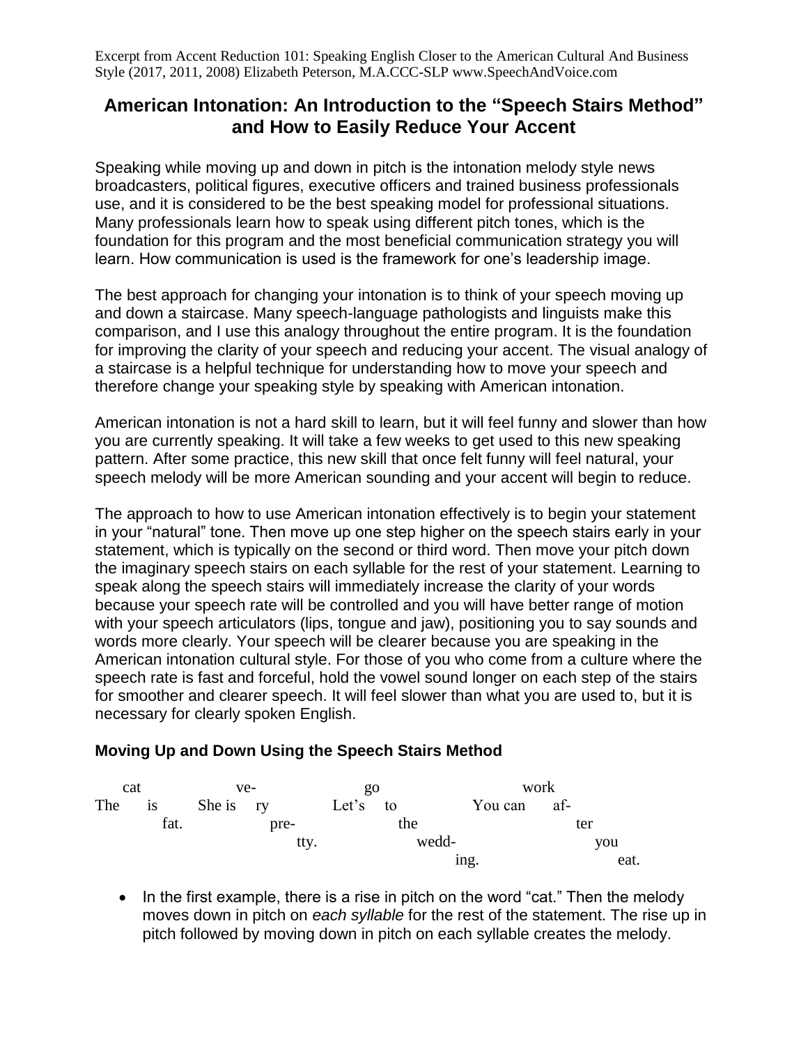Excerpt from Accent Reduction 101: Speaking English Closer to the American Cultural And Business Style (2017, 2011, 2008) Elizabeth Peterson, M.A.CCC-SLP www.SpeechAndVoice.com

# American Intonation: An Introduction to the "Speech Stairs Method" and How to Easily Reduce Your Accent

Speaking while moving up and down in pitch is the intonation melody style news broadcasters, political figures, executive officers and trained business professionals use, and it is considered to be the best speaking model for professional situations. Many professionals learn how to speak using different pitch tones, which is the foundation for this program and the most beneficial communication strategy you will learn. How communication is used is the framework for one's leadership image.

The best approach for changing your intonation is to think of your speech moving up and down a staircase. Many speech-language pathologists and linguists make this comparison, and I use this analogy throughout the entire program. It is the foundation for improving the clarity of your speech and reducing your accent. The visual analogy of a staircase is a helpful technique for understanding how to move your speech and therefore change your speaking style by speaking with American intonation.

American intonation is not a hard skill to learn, but it will feel funny and slower than how you are currently speaking. It will take a few weeks to get used to this new speaking pattern. After some practice, this new skill that once felt funny will feel natural, your speech melody will be more American sounding and your accent will begin to reduce.

The approach to how to use American intonation effectively is to begin your statement in your "natural" tone. Then move up one step higher on the speech stairs early in your statement, which is typically on the second or third word. Then move your pitch down the imaginary speech stairs on each syllable for the rest of your statement. Learning to speak along the speech stairs will immediately increase the clarity of your words because your speech rate will be controlled and you will have better range of motion with your speech articulators (lips, tongue and jaw), positioning you to say sounds and words more clearly. Your speech will be clearer because you are speaking in the American intonation cultural style. For those of you who come from a culture where the speech rate is fast and forceful, hold the vowel sound longer on each step of the stairs for smoother and clearer speech. It will feel slower than what you are used to, but it is necessary for clearly spoken English.

### Moving Up and Down Using the Speech Stairs Method

```
   cat            ve-             go                work
The    is    She is   ry      Let's   to        You can   af-
         fat.            pre-           the                   ter
                            tty.      wedd-                       you
                                           ing.                       eat.
```

- In the first example, there is a rise in pitch on the word "cat." Then the melody moves down in pitch on *each syllable* for the rest of the statement. The rise up in pitch followed by moving down in pitch on each syllable creates the melody.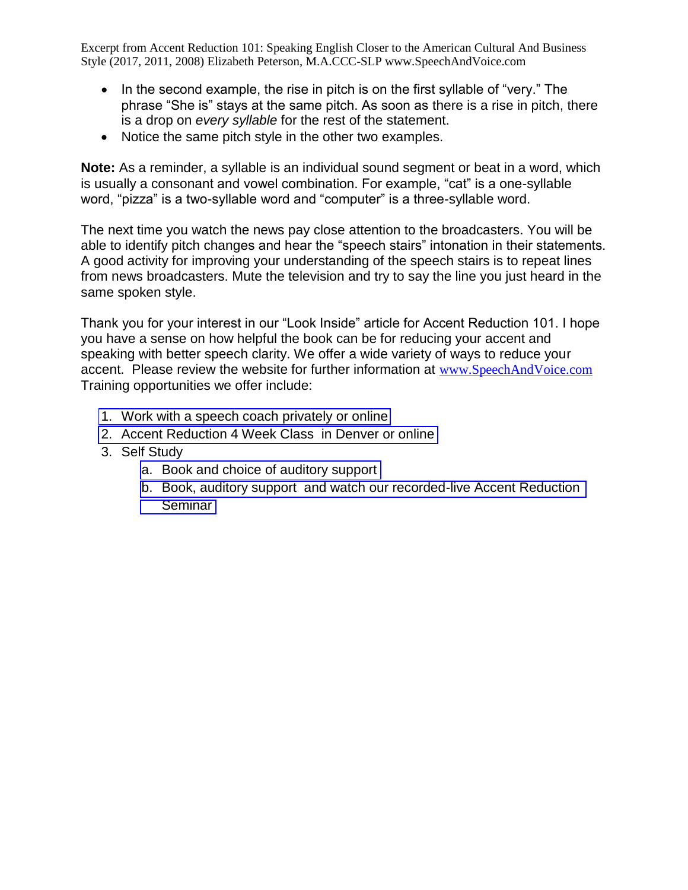- In the second example, the rise in pitch is on the first syllable of "very." The phrase "She is" stays at the same pitch. As soon as there is a rise in pitch, there is a drop on *every syllable* for the rest of the statement.
- Notice the same pitch style in the other two examples.

**Note:** As a reminder, a syllable is an individual sound segment or beat in a word, which is usually a consonant and vowel combination. For example, "cat" is a one-syllable word, "pizza" is a two-syllable word and "computer" is a three-syllable word.

The next time you watch the news pay close attention to the broadcasters. You will be able to identify pitch changes and hear the "speech stairs" intonation in their statements. A good activity for improving your understanding of the speech stairs is to repeat lines from news broadcasters. Mute the television and try to say the line you just heard in the same spoken style.

Thank you for your interest in our "Look Inside" article for Accent Reduction 101. I hope you have a sense on how helpful the book can be for reducing your accent and speaking with better speech clarity. We offer a wide variety of ways to reduce your accent. Please review the website for further information at www.SpeechAndVoice.com Training opportunities we offer include:

1. Work with a speech coach privately or online
2. Accent Reduction 4 Week Class in Denver or online
3. Self Study
   a. Book and choice of auditory support
   b. Book, auditory support and watch our recorded-live Accent Reduction Seminar